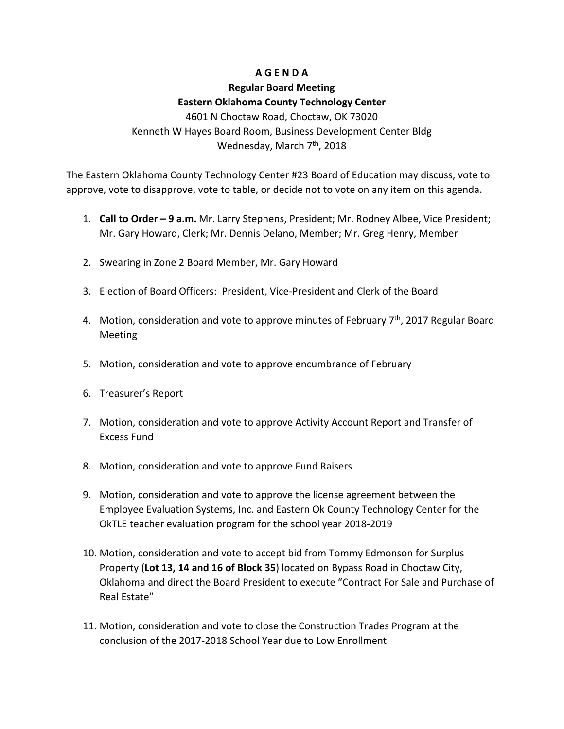# A G E N D A

## Regular Board Meeting

## Eastern Oklahoma County Technology Center

4601 N Choctaw Road, Choctaw, OK 73020
Kenneth W Hayes Board Room, Business Development Center Bldg
Wednesday, March 7th, 2018

The Eastern Oklahoma County Technology Center #23 Board of Education may discuss, vote to approve, vote to disapprove, vote to table, or decide not to vote on any item on this agenda.

1. **Call to Order – 9 a.m.** Mr. Larry Stephens, President; Mr. Rodney Albee, Vice President; Mr. Gary Howard, Clerk; Mr. Dennis Delano, Member; Mr. Greg Henry, Member

2. Swearing in Zone 2 Board Member, Mr. Gary Howard

3. Election of Board Officers: President, Vice-President and Clerk of the Board

4. Motion, consideration and vote to approve minutes of February 7th, 2017 Regular Board Meeting

5. Motion, consideration and vote to approve encumbrance of February

6. Treasurer's Report

7. Motion, consideration and vote to approve Activity Account Report and Transfer of Excess Fund

8. Motion, consideration and vote to approve Fund Raisers

9. Motion, consideration and vote to approve the license agreement between the Employee Evaluation Systems, Inc. and Eastern Ok County Technology Center for the OkTLE teacher evaluation program for the school year 2018-2019

10. Motion, consideration and vote to accept bid from Tommy Edmonson for Surplus Property (**Lot 13, 14 and 16 of Block 35**) located on Bypass Road in Choctaw City, Oklahoma and direct the Board President to execute "Contract For Sale and Purchase of Real Estate"

11. Motion, consideration and vote to close the Construction Trades Program at the conclusion of the 2017-2018 School Year due to Low Enrollment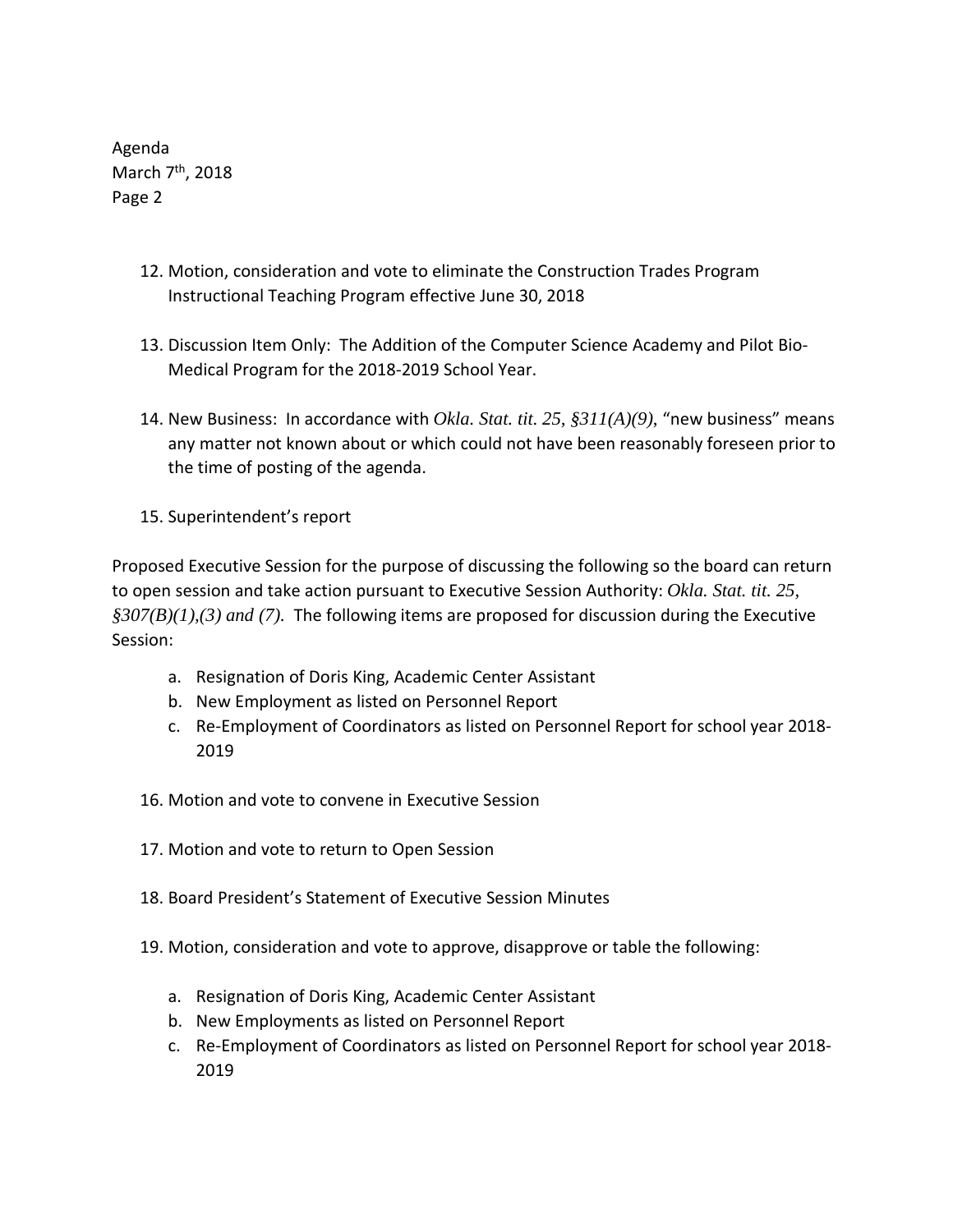12. Motion, consideration and vote to eliminate the Construction Trades Program Instructional Teaching Program effective June 30, 2018

13. Discussion Item Only: The Addition of the Computer Science Academy and Pilot Bio-Medical Program for the 2018-2019 School Year.

14. New Business: In accordance with *Okla. Stat. tit. 25, §311(A)(9)*, "new business" means any matter not known about or which could not have been reasonably foreseen prior to the time of posting of the agenda.

15. Superintendent's report

Proposed Executive Session for the purpose of discussing the following so the board can return to open session and take action pursuant to Executive Session Authority: *Okla. Stat. tit. 25, §307(B)(1),(3) and (7).* The following items are proposed for discussion during the Executive Session:

a. Resignation of Doris King, Academic Center Assistant
b. New Employment as listed on Personnel Report
c. Re-Employment of Coordinators as listed on Personnel Report for school year 2018-2019

16. Motion and vote to convene in Executive Session

17. Motion and vote to return to Open Session

18. Board President's Statement of Executive Session Minutes

19. Motion, consideration and vote to approve, disapprove or table the following:

    a. Resignation of Doris King, Academic Center Assistant
    b. New Employments as listed on Personnel Report
    c. Re-Employment of Coordinators as listed on Personnel Report for school year 2018-2019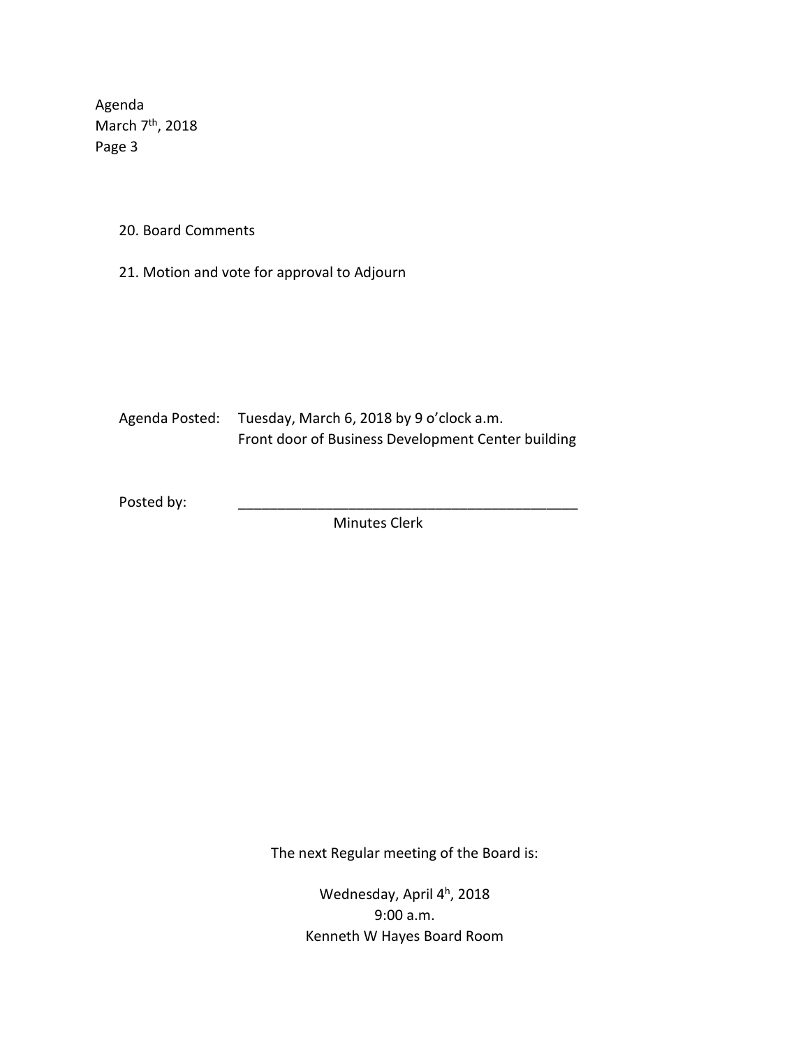20. Board Comments

21. Motion and vote for approval to Adjourn

Agenda Posted: Tuesday, March 6, 2018 by 9 o'clock a.m.
Front door of Business Development Center building

Posted by: ____________________________________________
Minutes Clerk

The next Regular meeting of the Board is:

Wednesday, April 4h, 2018
9:00 a.m.
Kenneth W Hayes Board Room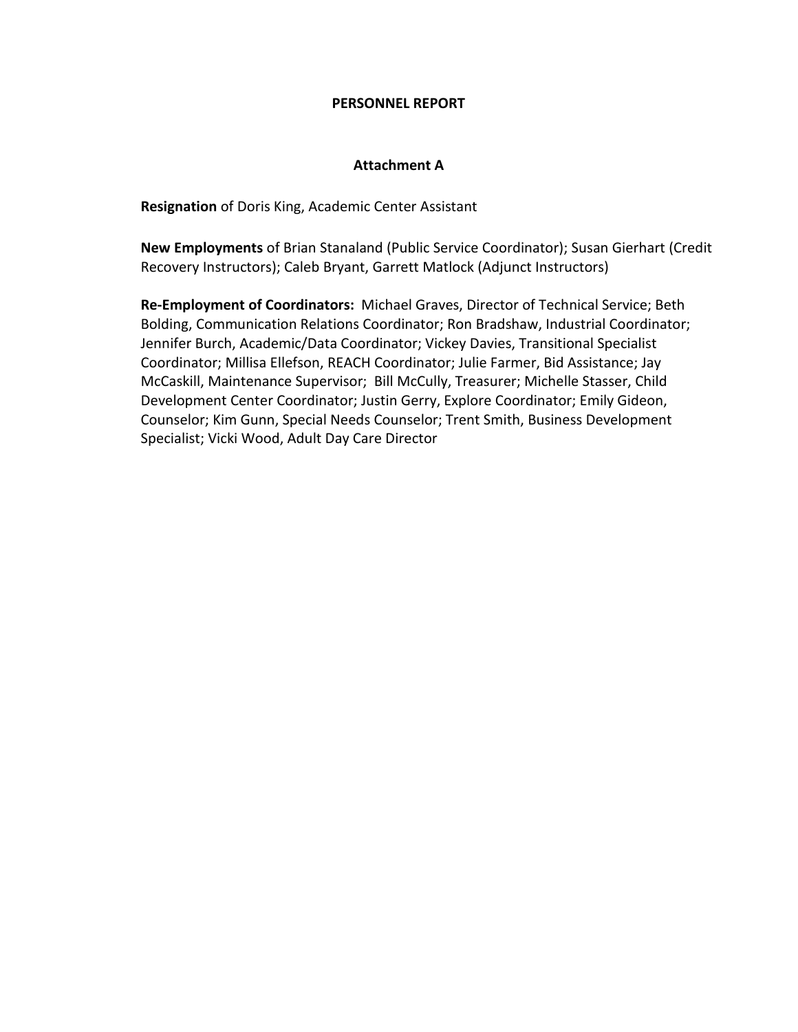# PERSONNEL REPORT

## Attachment A

**Resignation** of Doris King, Academic Center Assistant

**New Employments** of Brian Stanaland (Public Service Coordinator); Susan Gierhart (Credit Recovery Instructors); Caleb Bryant, Garrett Matlock (Adjunct Instructors)

**Re-Employment of Coordinators:** Michael Graves, Director of Technical Service; Beth Bolding, Communication Relations Coordinator; Ron Bradshaw, Industrial Coordinator; Jennifer Burch, Academic/Data Coordinator; Vickey Davies, Transitional Specialist Coordinator; Millisa Ellefson, REACH Coordinator; Julie Farmer, Bid Assistance; Jay McCaskill, Maintenance Supervisor; Bill McCully, Treasurer; Michelle Stasser, Child Development Center Coordinator; Justin Gerry, Explore Coordinator; Emily Gideon, Counselor; Kim Gunn, Special Needs Counselor; Trent Smith, Business Development Specialist; Vicki Wood, Adult Day Care Director